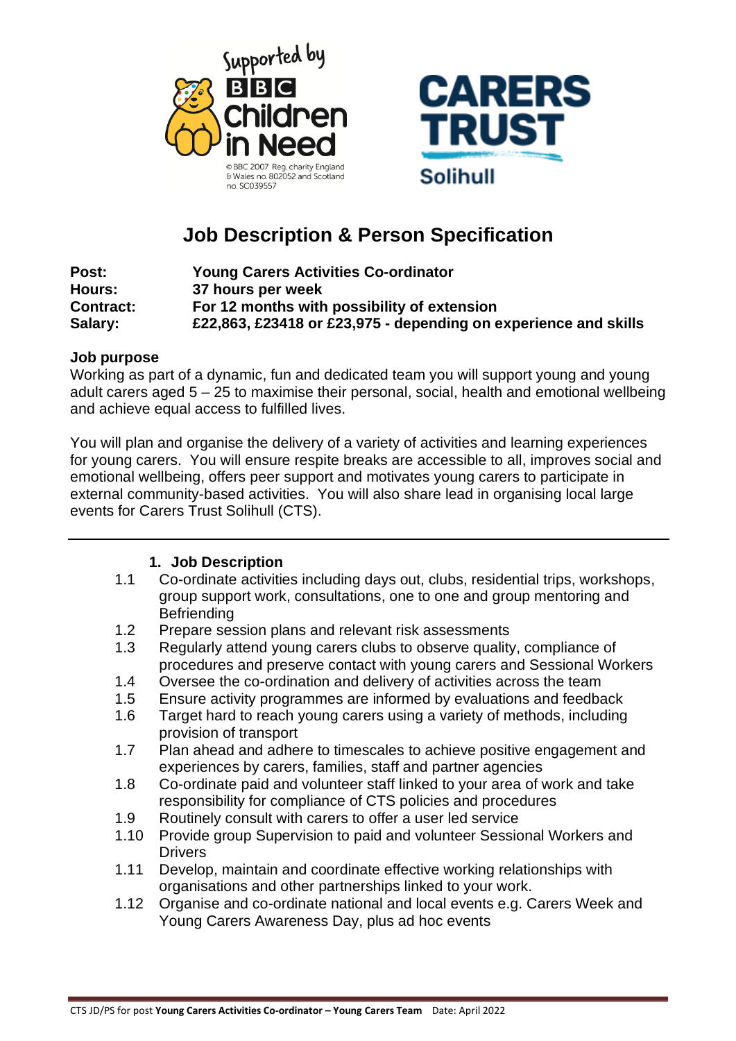# Job Description & Person Specification

**Post:** **Young Carers Activities Co-ordinator**
**Hours:** **37 hours per week**
**Contract:** **For 12 months with possibility of extension**
**Salary:** **£22,863, £23418 or £23,975 - depending on experience and skills**

**Job purpose**

Working as part of a dynamic, fun and dedicated team you will support young and young adult carers aged 5 – 25 to maximise their personal, social, health and emotional wellbeing and achieve equal access to fulfilled lives.

You will plan and organise the delivery of a variety of activities and learning experiences for young carers. You will ensure respite breaks are accessible to all, improves social and emotional wellbeing, offers peer support and motivates young carers to participate in external community-based activities. You will also share lead in organising local large events for Carers Trust Solihull (CTS).

---

## 1. Job Description

1.1 Co-ordinate activities including days out, clubs, residential trips, workshops, group support work, consultations, one to one and group mentoring and Befriending

1.2 Prepare session plans and relevant risk assessments

1.3 Regularly attend young carers clubs to observe quality, compliance of procedures and preserve contact with young carers and Sessional Workers

1.4 Oversee the co-ordination and delivery of activities across the team

1.5 Ensure activity programmes are informed by evaluations and feedback

1.6 Target hard to reach young carers using a variety of methods, including provision of transport

1.7 Plan ahead and adhere to timescales to achieve positive engagement and experiences by carers, families, staff and partner agencies

1.8 Co-ordinate paid and volunteer staff linked to your area of work and take responsibility for compliance of CTS policies and procedures

1.9 Routinely consult with carers to offer a user led service

1.10 Provide group Supervision to paid and volunteer Sessional Workers and Drivers

1.11 Develop, maintain and coordinate effective working relationships with organisations and other partnerships linked to your work.

1.12 Organise and co-ordinate national and local events e.g. Carers Week and Young Carers Awareness Day, plus ad hoc events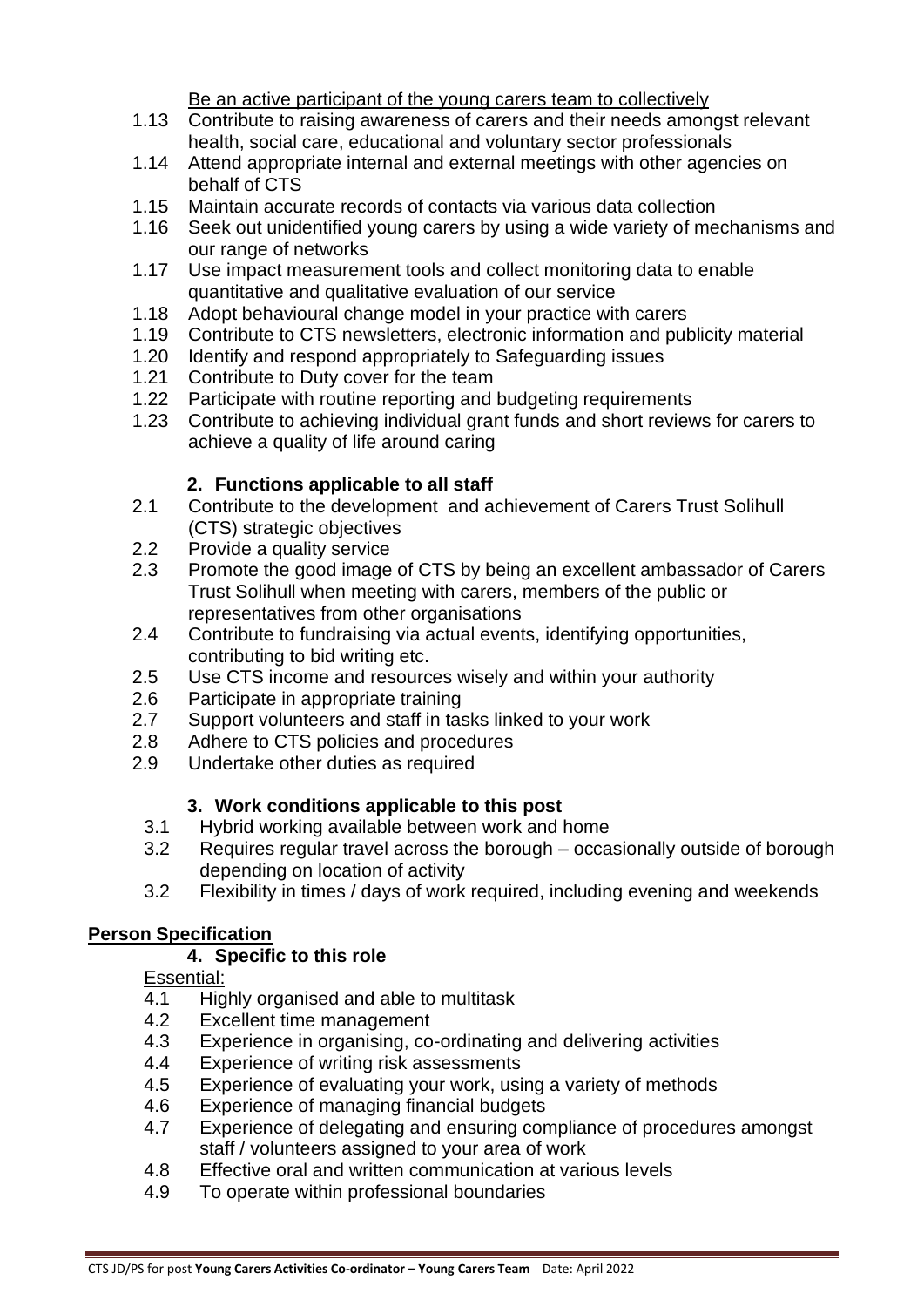<u>Be an active participant of the young carers team to collectively</u>

1.13 Contribute to raising awareness of carers and their needs amongst relevant health, social care, educational and voluntary sector professionals
1.14 Attend appropriate internal and external meetings with other agencies on behalf of CTS
1.15 Maintain accurate records of contacts via various data collection
1.16 Seek out unidentified young carers by using a wide variety of mechanisms and our range of networks
1.17 Use impact measurement tools and collect monitoring data to enable quantitative and qualitative evaluation of our service
1.18 Adopt behavioural change model in your practice with carers
1.19 Contribute to CTS newsletters, electronic information and publicity material
1.20 Identify and respond appropriately to Safeguarding issues
1.21 Contribute to Duty cover for the team
1.22 Participate with routine reporting and budgeting requirements
1.23 Contribute to achieving individual grant funds and short reviews for carers to achieve a quality of life around caring

**2. Functions applicable to all staff**

2.1 Contribute to the development and achievement of Carers Trust Solihull (CTS) strategic objectives
2.2 Provide a quality service
2.3 Promote the good image of CTS by being an excellent ambassador of Carers Trust Solihull when meeting with carers, members of the public or representatives from other organisations
2.4 Contribute to fundraising via actual events, identifying opportunities, contributing to bid writing etc.
2.5 Use CTS income and resources wisely and within your authority
2.6 Participate in appropriate training
2.7 Support volunteers and staff in tasks linked to your work
2.8 Adhere to CTS policies and procedures
2.9 Undertake other duties as required

**3. Work conditions applicable to this post**

3.1 Hybrid working available between work and home
3.2 Requires regular travel across the borough – occasionally outside of borough depending on location of activity
3.2 Flexibility in times / days of work required, including evening and weekends

## Person Specification

**4. Specific to this role**

<u>Essential:</u>

4.1 Highly organised and able to multitask
4.2 Excellent time management
4.3 Experience in organising, co-ordinating and delivering activities
4.4 Experience of writing risk assessments
4.5 Experience of evaluating your work, using a variety of methods
4.6 Experience of managing financial budgets
4.7 Experience of delegating and ensuring compliance of procedures amongst staff / volunteers assigned to your area of work
4.8 Effective oral and written communication at various levels
4.9 To operate within professional boundaries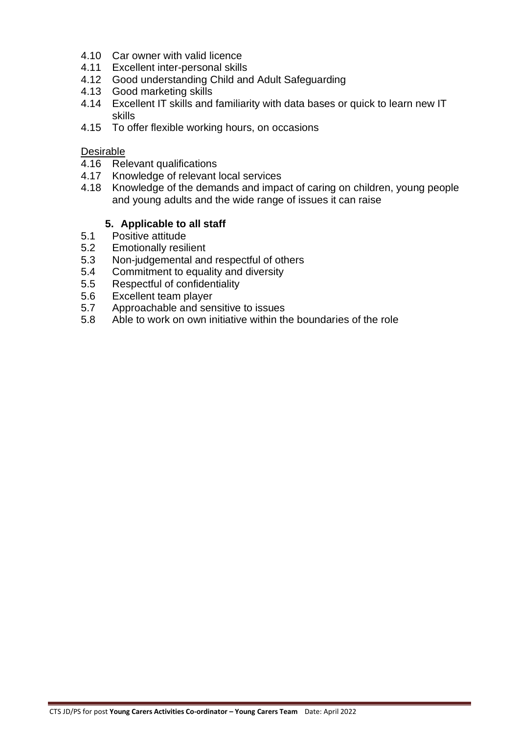4.10 Car owner with valid licence
4.11 Excellent inter-personal skills
4.12 Good understanding Child and Adult Safeguarding
4.13 Good marketing skills
4.14 Excellent IT skills and familiarity with data bases or quick to learn new IT skills
4.15 To offer flexible working hours, on occasions

Desirable

4.16 Relevant qualifications
4.17 Knowledge of relevant local services
4.18 Knowledge of the demands and impact of caring on children, young people and young adults and the wide range of issues it can raise

## 5. Applicable to all staff

5.1 Positive attitude
5.2 Emotionally resilient
5.3 Non-judgemental and respectful of others
5.4 Commitment to equality and diversity
5.5 Respectful of confidentiality
5.6 Excellent team player
5.7 Approachable and sensitive to issues
5.8 Able to work on own initiative within the boundaries of the role